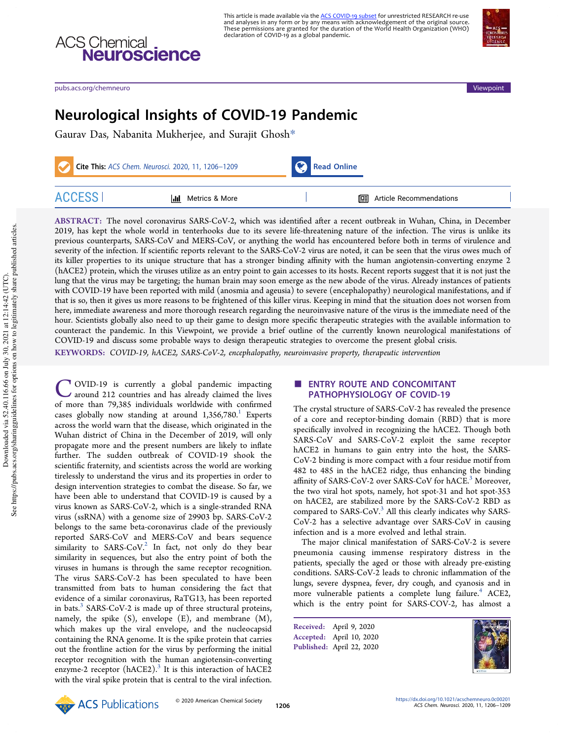# Neurological Insights of COVID-19 Pandemic

Gaurav Das, Nabanita Mukherjee, and Surajit Ghosh*

**ABSTRACT:** The novel coronavirus SARS-CoV-2, which was identified after a recent outbreak in Wuhan, China, in December 2019, has kept the whole world in tenterhooks due to its severe life-threatening nature of the infection. The virus is unlike its previous counterparts, SARS-CoV and MERS-CoV, or anything the world has encountered before both in terms of virulence and severity of the infection. If scientific reports relevant to the SARS-CoV-2 virus are noted, it can be seen that the virus owes much of its killer properties to its unique structure that has a stronger binding affinity with the human angiotensin-converting enzyme 2 (hACE2) protein, which the viruses utilize as an entry point to gain accesses to its hosts. Recent reports suggest that it is not just the lung that the virus may be targeting; the human brain may soon emerge as the new abode of the virus. Already instances of patients with COVID-19 have been reported with mild (anosmia and ageusia) to severe (encephalopathy) neurological manifestations, and if that is so, then it gives us more reasons to be frightened of this killer virus. Keeping in mind that the situation does not worsen from here, immediate awareness and more thorough research regarding the neuroinvasive nature of the virus is the immediate need of the hour. Scientists globally also need to up their game to design more specific therapeutic strategies with the available information to counteract the pandemic. In this Viewpoint, we provide a brief outline of the currently known neurological manifestations of COVID-19 and discuss some probable ways to design therapeutic strategies to overcome the present global crisis.

**KEYWORDS:** *COVID-19, hACE2, SARS-CoV-2, encephalopathy, neuroinvasive property, therapeutic intervention*

COVID-19 is currently a global pandemic impacting around 212 countries and has already claimed the lives of more than 79,385 individuals worldwide with confirmed cases globally now standing at around 1,356,780.[1] Experts across the world warn that the disease, which originated in the Wuhan district of China in the December of 2019, will only propagate more and the present numbers are likely to inflate further. The sudden outbreak of COVID-19 shook the scientific fraternity, and scientists across the world are working tirelessly to understand the virus and its properties in order to design intervention strategies to combat the disease. So far, we have been able to understand that COVID-19 is caused by a virus known as SARS-CoV-2, which is a single-stranded RNA virus (ssRNA) with a genome size of 29903 bp. SARS-CoV-2 belongs to the same beta-coronavirus clade of the previously reported SARS-CoV and MERS-CoV and bears sequence similarity to SARS-CoV.[2] In fact, not only do they bear similarity in sequences, but also the entry point of both the viruses in humans is through the same receptor recognition. The virus SARS-CoV-2 has been speculated to have been transmitted from bats to human considering the fact that evidence of a similar coronavirus, RaTG13, has been reported in bats.[3] SARS-CoV-2 is made up of three structural proteins, namely, the spike (S), envelope (E), and membrane (M), which makes up the viral envelope, and the nucleocapsid containing the RNA genome. It is the spike protein that carries out the frontline action for the virus by performing the initial receptor recognition with the human angiotensin-converting enzyme-2 receptor (hACE2).[3] It is this interaction of hACE2 with the viral spike protein that is central to the viral infection.

## ENTRY ROUTE AND CONCOMITANT PATHOPHYSIOLOGY OF COVID-19

The crystal structure of SARS-CoV-2 has revealed the presence of a core and receptor-binding domain (RBD) that is more specifically involved in recognizing the hACE2. Though both SARS-CoV and SARS-CoV-2 exploit the same receptor hACE2 in humans to gain entry into the host, the SARS-CoV-2 binding is more compact with a four residue motif from 482 to 485 in the hACE2 ridge, thus enhancing the binding affinity of SARS-CoV-2 over SARS-CoV for hACE.[3] Moreover, the two viral hot spots, namely, hot spot-31 and hot spot-353 on hACE2, are stabilized more by the SARS-CoV-2 RBD as compared to SARS-CoV.[3] All this clearly indicates why SARS-CoV-2 has a selective advantage over SARS-CoV in causing infection and is a more evolved and lethal strain.

The major clinical manifestation of SARS-CoV-2 is severe pneumonia causing immense respiratory distress in the patients, specially the aged or those with already pre-existing conditions. SARS-CoV-2 leads to chronic inflammation of the lungs, severe dyspnea, fever, dry cough, and cyanosis and in more vulnerable patients a complete lung failure.[4] ACE2, which is the entry point for SARS-COV-2, has almost a

Received: April 9, 2020
Accepted: April 10, 2020
Published: April 22, 2020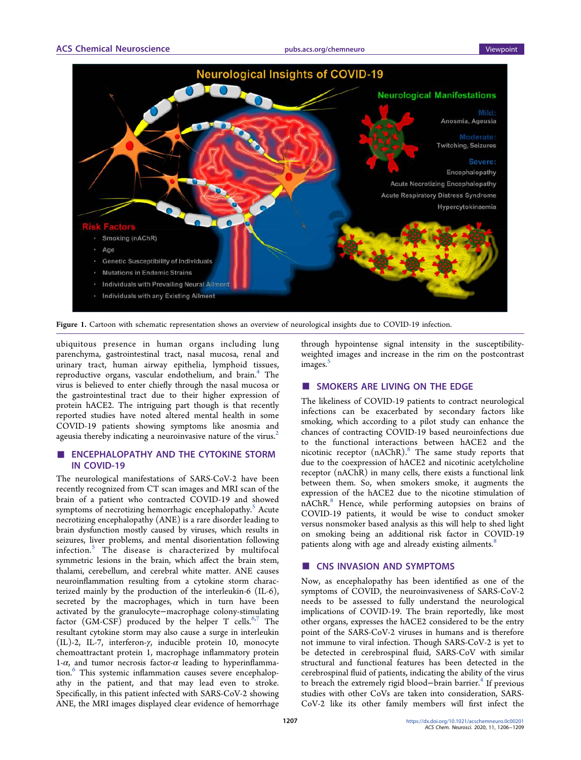Figure 1. Cartoon with schematic representation shows an overview of neurological insights due to COVID-19 infection.

ubiquitous presence in human organs including lung parenchyma, gastrointestinal tract, nasal mucosa, renal and urinary tract, human airway epithelia, lymphoid tissues, reproductive organs, vascular endothelium, and brain.[4] The virus is believed to enter chiefly through the nasal mucosa or the gastrointestinal tract due to their higher expression of protein hACE2. The intriguing part though is that recently reported studies have noted altered mental health in some COVID-19 patients showing symptoms like anosmia and ageusia thereby indicating a neuroinvasive nature of the virus.[2]

## ENCEPHALOPATHY AND THE CYTOKINE STORM IN COVID-19

The neurological manifestations of SARS-CoV-2 have been recently recognized from CT scan images and MRI scan of the brain of a patient who contracted COVID-19 and showed symptoms of necrotizing hemorrhagic encephalopathy.[5] Acute necrotizing encephalopathy (ANE) is a rare disorder leading to brain dysfunction mostly caused by viruses, which results in seizures, liver problems, and mental disorientation following infection.[5] The disease is characterized by multifocal symmetric lesions in the brain, which affect the brain stem, thalami, cerebellum, and cerebral white matter. ANE causes neuroinflammation resulting from a cytokine storm characterized mainly by the production of the interleukin-6 (IL-6), secreted by the macrophages, which in turn have been activated by the granulocyte−macrophage colony-stimulating factor (GM-CSF) produced by the helper T cells.[6,7] The resultant cytokine storm may also cause a surge in interleukin (IL)-2, IL-7, interferon-$\gamma$, inducible protein 10, monocyte chemoattractant protein 1, macrophage inflammatory protein 1-$\alpha$, and tumor necrosis factor-$\alpha$ leading to hyperinflammation.[6] This systemic inflammation causes severe encephalopathy in the patient, and that may lead even to stroke. Specifically, in this patient infected with SARS-CoV-2 showing ANE, the MRI images displayed clear evidence of hemorrhage through hypointense signal intensity in the susceptibility-weighted images and increase in the rim on the postcontrast images.[5]

## SMOKERS ARE LIVING ON THE EDGE

The likeliness of COVID-19 patients to contract neurological infections can be exacerbated by secondary factors like smoking, which according to a pilot study can enhance the chances of contracting COVID-19 based neuroinfections due to the functional interactions between hACE2 and the nicotinic receptor (nAChR).[8] The same study reports that due to the coexpression of hACE2 and nicotinic acetylcholine receptor (nAChR) in many cells, there exists a functional link between them. So, when smokers smoke, it augments the expression of the hACE2 due to the nicotine stimulation of nAChR.[8] Hence, while performing autopsies on brains of COVID-19 patients, it would be wise to conduct smoker versus nonsmoker based analysis as this will help to shed light on smoking being an additional risk factor in COVID-19 patients along with age and already existing ailments.[8]

## CNS INVASION AND SYMPTOMS

Now, as encephalopathy has been identified as one of the symptoms of COVID, the neuroinvasiveness of SARS-CoV-2 needs to be assessed to fully understand the neurological implications of COVID-19. The brain reportedly, like most other organs, expresses the hACE2 considered to be the entry point of the SARS-CoV-2 viruses in humans and is therefore not immune to viral infection. Though SARS-CoV-2 is yet to be detected in cerebrospinal fluid, SARS-CoV with similar structural and functional features has been detected in the cerebrospinal fluid of patients, indicating the ability of the virus to breach the extremely rigid blood−brain barrier.[4] If previous studies with other CoVs are taken into consideration, SARS-CoV-2 like its other family members will first infect the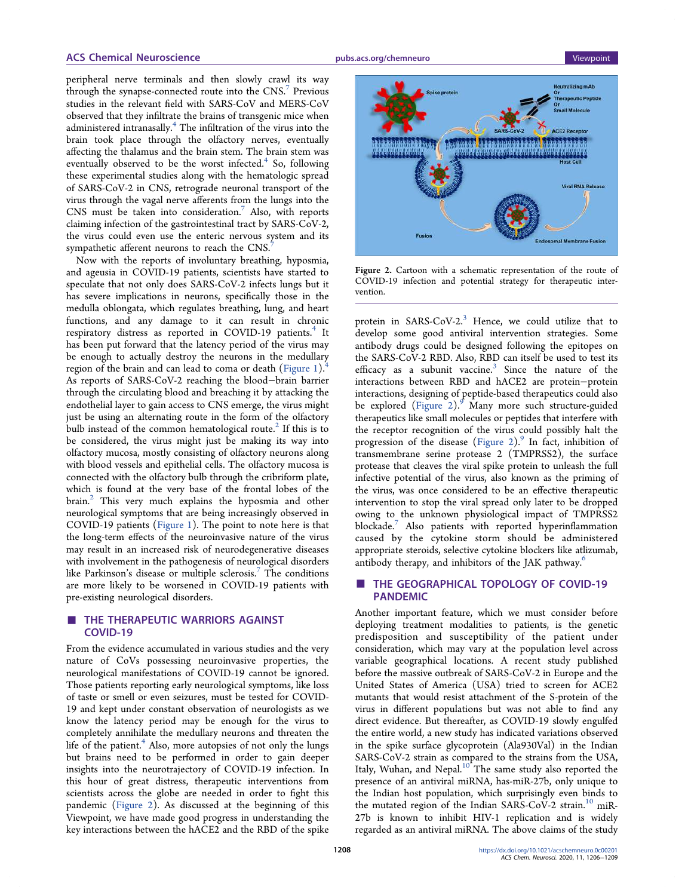peripheral nerve terminals and then slowly crawl its way through the synapse-connected route into the CNS.[7] Previous studies in the relevant field with SARS-CoV and MERS-CoV observed that they infiltrate the brains of transgenic mice when administered intranasally.[4] The infiltration of the virus into the brain took place through the olfactory nerves, eventually affecting the thalamus and the brain stem. The brain stem was eventually observed to be the worst infected.[4] So, following these experimental studies along with the hematologic spread of SARS-CoV-2 in CNS, retrograde neuronal transport of the virus through the vagal nerve afferents from the lungs into the CNS must be taken into consideration.[7] Also, with reports claiming infection of the gastrointestinal tract by SARS-CoV-2, the virus could even use the enteric nervous system and its sympathetic afferent neurons to reach the CNS.[7]

Now with the reports of involuntary breathing, hyposmia, and ageusia in COVID-19 patients, scientists have started to speculate that not only does SARS-CoV-2 infects lungs but it has severe implications in neurons, specifically those in the medulla oblongata, which regulates breathing, lung, and heart functions, and any damage to it can result in chronic respiratory distress as reported in COVID-19 patients.[4] It has been put forward that the latency period of the virus may be enough to actually destroy the neurons in the medullary region of the brain and can lead to coma or death (Figure 1).[4] As reports of SARS-CoV-2 reaching the blood−brain barrier through the circulating blood and breaching it by attacking the endothelial layer to gain access to CNS emerge, the virus might just be using an alternating route in the form of the olfactory bulb instead of the common hematological route.[2] If this is to be considered, the virus might just be making its way into olfactory mucosa, mostly consisting of olfactory neurons along with blood vessels and epithelial cells. The olfactory mucosa is connected with the olfactory bulb through the cribriform plate, which is found at the very base of the frontal lobes of the brain.[2] This very much explains the hyposmia and other neurological symptoms that are being increasingly observed in COVID-19 patients (Figure 1). The point to note here is that the long-term effects of the neuroinvasive nature of the virus may result in an increased risk of neurodegenerative diseases with involvement in the pathogenesis of neurological disorders like Parkinson's disease or multiple sclerosis.[7] The conditions are more likely to be worsened in COVID-19 patients with pre-existing neurological disorders.

## THE THERAPEUTIC WARRIORS AGAINST COVID-19

From the evidence accumulated in various studies and the very nature of CoVs possessing neuroinvasive properties, the neurological manifestations of COVID-19 cannot be ignored. Those patients reporting early neurological symptoms, like loss of taste or smell or even seizures, must be tested for COVID-19 and kept under constant observation of neurologists as we know the latency period may be enough for the virus to completely annihilate the medullary neurons and threaten the life of the patient.[4] Also, more autopsies of not only the lungs but brains need to be performed in order to gain deeper insights into the neurotrajectory of COVID-19 infection. In this hour of great distress, therapeutic interventions from scientists across the globe are needed in order to fight this pandemic (Figure 2). As discussed at the beginning of this Viewpoint, we have made good progress in understanding the key interactions between the hACE2 and the RBD of the spike protein in SARS-CoV-2.[3] Hence, we could utilize that to develop some good antiviral intervention strategies. Some antibody drugs could be designed following the epitopes on the SARS-CoV-2 RBD. Also, RBD can itself be used to test its efficacy as a subunit vaccine.[3] Since the nature of the interactions between RBD and hACE2 are protein−protein interactions, designing of peptide-based therapeutics could also be explored (Figure 2).[9] Many more such structure-guided therapeutics like small molecules or peptides that interfere with the receptor recognition of the virus could possibly halt the progression of the disease (Figure 2).[9] In fact, inhibition of transmembrane serine protease 2 (TMPRSS2), the surface protease that cleaves the viral spike protein to unleash the full infective potential of the virus, also known as the priming of the virus, was once considered to be an effective therapeutic intervention to stop the viral spread only later to be dropped owing to the unknown physiological impact of TMPRSS2 blockade.[7] Also patients with reported hyperinflammation caused by the cytokine storm should be administered appropriate steroids, selective cytokine blockers like atlizumab, antibody therapy, and inhibitors of the JAK pathway.[6]

Figure 2. Cartoon with a schematic representation of the route of COVID-19 infection and potential strategy for therapeutic intervention.

## THE GEOGRAPHICAL TOPOLOGY OF COVID-19 PANDEMIC

Another important feature, which we must consider before deploying treatment modalities to patients, is the genetic predisposition and susceptibility of the patient under consideration, which may vary at the population level across variable geographical locations. A recent study published before the massive outbreak of SARS-CoV-2 in Europe and the United States of America (USA) tried to screen for ACE2 mutants that would resist attachment of the S-protein of the virus in different populations but was not able to find any direct evidence. But thereafter, as COVID-19 slowly engulfed the entire world, a new study has indicated variations observed in the spike surface glycoprotein (Ala930Val) in the Indian SARS-CoV-2 strain as compared to the strains from the USA, Italy, Wuhan, and Nepal.[10] The same study also reported the presence of an antiviral miRNA, has-miR-27b, only unique to the Indian host population, which surprisingly even binds to the mutated region of the Indian SARS-CoV-2 strain.[10] miR-27b is known to inhibit HIV-1 replication and is widely regarded as an antiviral miRNA. The above claims of the study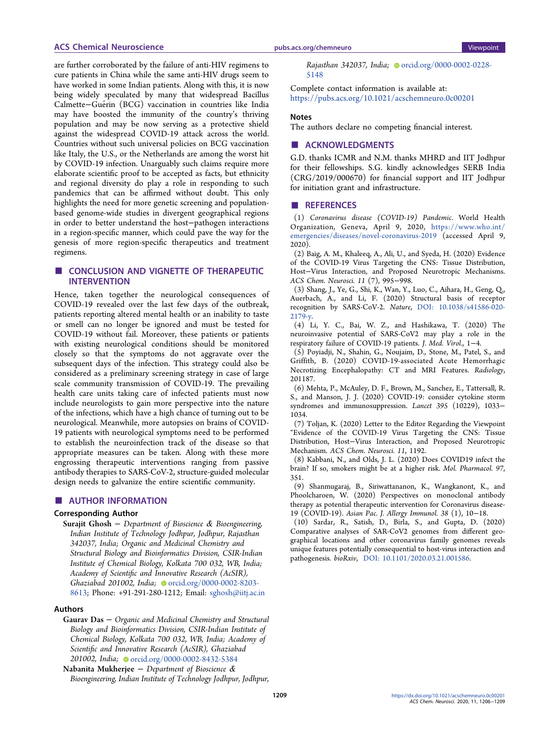are further corroborated by the failure of anti-HIV regimens to cure patients in China while the same anti-HIV drugs seem to have worked in some Indian patients. Along with this, it is now being widely speculated by many that widespread Bacillus Calmette−Guérin (BCG) vaccination in countries like India may have boosted the immunity of the country's thriving population and may be now serving as a protective shield against the widespread COVID-19 attack across the world. Countries without such universal policies on BCG vaccination like Italy, the U.S., or the Netherlands are among the worst hit by COVID-19 infection. Unarguably such claims require more elaborate scientific proof to be accepted as facts, but ethnicity and regional diversity do play a role in responding to such pandemics that can be affirmed without doubt. This only highlights the need for more genetic screening and population-based genome-wide studies in divergent geographical regions in order to better understand the host−pathogen interactions in a region-specific manner, which could pave the way for the genesis of more region-specific therapeutics and treatment regimens.

## ■ CONCLUSION AND VIGNETTE OF THERAPEUTIC INTERVENTION

Hence, taken together the neurological consequences of COVID-19 revealed over the last few days of the outbreak, patients reporting altered mental health or an inability to taste or smell can no longer be ignored and must be tested for COVID-19 without fail. Moreover, these patients or patients with existing neurological conditions should be monitored closely so that the symptoms do not aggravate over the subsequent days of the infection. This strategy could also be considered as a preliminary screening strategy in case of large scale community transmission of COVID-19. The prevailing health care units taking care of infected patients must now include neurologists to gain more perspective into the nature of the infections, which have a high chance of turning out to be neurological. Meanwhile, more autopsies on brains of COVID-19 patients with neurological symptoms need to be performed to establish the neuroinfection track of the disease so that appropriate measures can be taken. Along with these more engrossing therapeutic interventions ranging from passive antibody therapies to SARS-CoV-2, structure-guided molecular design needs to galvanize the entire scientific community.

## ■ AUTHOR INFORMATION

### Corresponding Author

**Surajit Ghosh** − *Department of Bioscience & Bioengineering, Indian Institute of Technology Jodhpur, Jodhpur, Rajasthan 342037, India; Organic and Medicinal Chemistry and Structural Biology and Bioinformatics Division, CSIR-Indian Institute of Chemical Biology, Kolkata 700 032, WB, India; Academy of Scientific and Innovative Research (AcSIR), Ghaziabad 201002, India;* orcid.org/0000-0002-8203-8613; Phone: +91-291-280-1212; Email: sghosh@iitj.ac.in

### Authors

**Gaurav Das** − *Organic and Medicinal Chemistry and Structural Biology and Bioinformatics Division, CSIR-Indian Institute of Chemical Biology, Kolkata 700 032, WB, India; Academy of Scientific and Innovative Research (AcSIR), Ghaziabad 201002, India;* orcid.org/0000-0002-8432-5384

**Nabanita Mukherjee** − *Department of Bioscience & Bioengineering, Indian Institute of Technology Jodhpur, Jodhpur, Rajasthan 342037, India;* orcid.org/0000-0002-0228-5148

Complete contact information is available at: https://pubs.acs.org/10.1021/acschemneuro.0c00201

### Notes

The authors declare no competing financial interest.

## ■ ACKNOWLEDGMENTS

G.D. thanks ICMR and N.M. thanks MHRD and IIT Jodhpur for their fellowships. S.G. kindly acknowledges SERB India (CRG/2019/000670) for financial support and IIT Jodhpur for initiation grant and infrastructure.

## ■ REFERENCES

(1) *Coronavirus disease (COVID-19) Pandemic*. World Health Organization, Geneva, April 9, 2020, https://www.who.int/emergencies/diseases/novel-coronavirus-2019 (accessed April 9, 2020).

(2) Baig, A. M., Khaleeq, A., Ali, U., and Syeda, H. (2020) Evidence of the COVID-19 Virus Targeting the CNS: Tissue Distribution, Host−Virus Interaction, and Proposed Neurotropic Mechanisms. *ACS Chem. Neurosci. 11* (7), 995−998.

(3) Shang, J., Ye, G., Shi, K., Wan, Y., Luo, C., Aihara, H., Geng, Q., Auerbach, A., and Li, F. (2020) Structural basis of receptor recognition by SARS-CoV-2. *Nature*, DOI: 10.1038/s41586-020-2179-y.

(4) Li, Y. C., Bai, W. Z., and Hashikawa, T. (2020) The neuroinvasive potential of SARS-CoV2 may play a role in the respiratory failure of COVID-19 patients. *J. Med. Virol.*, 1−4.

(5) Poyiadji, N., Shahin, G., Noujaim, D., Stone, M., Patel, S., and Griffith, B. (2020) COVID-19-associated Acute Hemorrhagic Necrotizing Encephalopathy: CT and MRI Features. *Radiology*, 201187.

(6) Mehta, P., McAuley, D. F., Brown, M., Sanchez, E., Tattersall, R. S., and Manson, J. J. (2020) COVID-19: consider cytokine storm syndromes and immunosuppression. *Lancet 395* (10229), 1033−1034.

(7) Toljan, K. (2020) Letter to the Editor Regarding the Viewpoint "Evidence of the COVID-19 Virus Targeting the CNS: Tissue Distribution, Host−Virus Interaction, and Proposed Neurotropic Mechanism. *ACS Chem. Neurosci. 11*, 1192.

(8) Kabbani, N., and Olds, J. L. (2020) Does COVID19 infect the brain? If so, smokers might be at a higher risk. *Mol. Pharmacol. 97*, 351.

(9) Shanmugaraj, B., Siriwattananon, K., Wangkanont, K., and Phoolcharoen, W. (2020) Perspectives on monoclonal antibody therapy as potential therapeutic intervention for Coronavirus disease-19 (COVID-19). *Asian Pac. J. Allergy Immunol. 38* (1), 10−18.

(10) Sardar, R., Satish, D., Birla, S., and Gupta, D. (2020) Comparative analyses of SAR-CoV2 genomes from different geographical locations and other coronavirus family genomes reveals unique features potentially consequential to host-virus interaction and pathogenesis. *bioRxiv*, DOI: 10.1101/2020.03.21.001586.